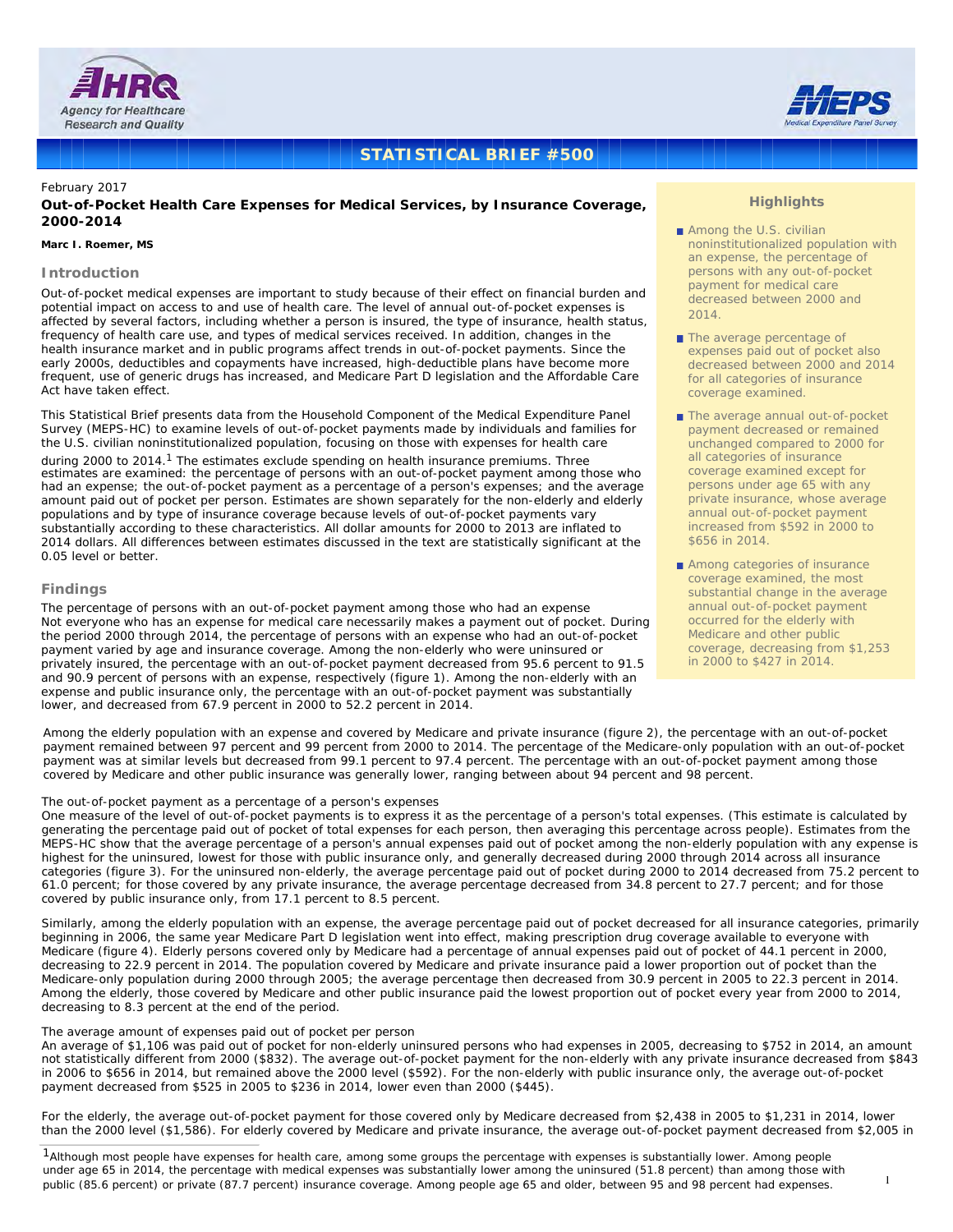STATISTICAL BRIEF #500

February 2017

## Out-of-Pocket Health Care Expenses for Medical Services, by Insurance Coverage, 2000-2014

**Marc I. Roemer, MS**

### Introduction

Out-of-pocket medical expenses are important to study because of their effect on financial burden and potential impact on access to and use of health care. The level of annual out-of-pocket expenses is affected by several factors, including whether a person is insured, the type of insurance, health status, frequency of health care use, and types of medical services received. In addition, changes in the health insurance market and in public programs affect trends in out-of-pocket payments. Since the early 2000s, deductibles and copayments have increased, high-deductible plans have become more frequent, use of generic drugs has increased, and Medicare Part D legislation and the Affordable Care Act have taken effect.

This Statistical Brief presents data from the Household Component of the Medical Expenditure Panel Survey (MEPS-HC) to examine levels of out-of-pocket payments made by individuals and families for the U.S. civilian noninstitutionalized population, focusing on those with expenses for health care during 2000 to 2014.[1] The estimates exclude spending on health insurance premiums. Three estimates are examined: the percentage of persons with an out-of-pocket payment among those who had an expense; the out-of-pocket payment as a percentage of a person's expenses; and the average amount paid out of pocket per person. Estimates are shown separately for the non-elderly and elderly populations and by type of insurance coverage because levels of out-of-pocket payments vary substantially according to these characteristics. All dollar amounts for 2000 to 2013 are inflated to 2014 dollars. All differences between estimates discussed in the text are statistically significant at the 0.05 level or better.

### Highlights

- Among the U.S. civilian noninstitutionalized population with an expense, the percentage of persons with any out-of-pocket payment for medical care decreased between 2000 and 2014.
- The average percentage of expenses paid out of pocket also decreased between 2000 and 2014 for all categories of insurance coverage examined.
- The average annual out-of-pocket payment decreased or remained unchanged compared to 2000 for all categories of insurance coverage examined except for persons under age 65 with any private insurance, whose average annual out-of-pocket payment increased from $592 in 2000 to $656 in 2014.
- Among categories of insurance coverage examined, the most substantial change in the average annual out-of-pocket payment occurred for the elderly with Medicare and other public coverage, decreasing from $1,253 in 2000 to $427 in 2014.

### Findings

The percentage of persons with an out-of-pocket payment among those who had an expense

Not everyone who has an expense for medical care necessarily makes a payment out of pocket. During the period 2000 through 2014, the percentage of persons with an expense who had an out-of-pocket payment varied by age and insurance coverage. Among the non-elderly who were uninsured or privately insured, the percentage with an out-of-pocket payment decreased from 95.6 percent to 91.5 and 90.9 percent of persons with an expense, respectively (figure 1). Among the non-elderly with an expense and public insurance only, the percentage with an out-of-pocket payment was substantially lower, and decreased from 67.9 percent in 2000 to 52.2 percent in 2014.

Among the elderly population with an expense and covered by Medicare and private insurance (figure 2), the percentage with an out-of-pocket payment remained between 97 percent and 99 percent from 2000 to 2014. The percentage of the Medicare-only population with an out-of-pocket payment was at similar levels but decreased from 99.1 percent to 97.4 percent. The percentage with an out-of-pocket payment among those covered by Medicare and other public insurance was generally lower, ranging between about 94 percent and 98 percent.

The out-of-pocket payment as a percentage of a person's expenses

One measure of the level of out-of-pocket payments is to express it as the percentage of a person's total expenses. (This estimate is calculated by generating the percentage paid out of pocket of total expenses for each person, then averaging this percentage across people). Estimates from the MEPS-HC show that the average percentage of a person's annual expenses paid out of pocket among the non-elderly population with any expense is highest for the uninsured, lowest for those with public insurance only, and generally decreased during 2000 through 2014 across all insurance categories (figure 3). For the uninsured non-elderly, the average percentage paid out of pocket during 2000 to 2014 decreased from 75.2 percent to 61.0 percent; for those covered by any private insurance, the average percentage decreased from 34.8 percent to 27.7 percent; and for those covered by public insurance only, from 17.1 percent to 8.5 percent.

Similarly, among the elderly population with an expense, the average percentage paid out of pocket decreased for all insurance categories, primarily beginning in 2006, the same year Medicare Part D legislation went into effect, making prescription drug coverage available to everyone with Medicare (figure 4). Elderly persons covered only by Medicare had a percentage of annual expenses paid out of pocket of 44.1 percent in 2000, decreasing to 22.9 percent in 2014. The population covered by Medicare and private insurance paid a lower proportion out of pocket than the Medicare-only population during 2000 through 2005; the average percentage then decreased from 30.9 percent in 2005 to 22.3 percent in 2014. Among the elderly, those covered by Medicare and other public insurance paid the lowest proportion out of pocket every year from 2000 to 2014, decreasing to 8.3 percent at the end of the period.

The average amount of expenses paid out of pocket per person

An average of $1,106 was paid out of pocket for non-elderly uninsured persons who had expenses in 2005, decreasing to $752 in 2014, an amount not statistically different from 2000 ($832). The average out-of-pocket payment for the non-elderly with any private insurance decreased from $843 in 2006 to $656 in 2014, but remained above the 2000 level ($592). For the non-elderly with public insurance only, the average out-of-pocket payment decreased from $525 in 2005 to $236 in 2014, lower even than 2000 ($445).

For the elderly, the average out-of-pocket payment for those covered only by Medicare decreased from $2,438 in 2005 to $1,231 in 2014, lower than the 2000 level ($1,586). For elderly covered by Medicare and private insurance, the average out-of-pocket payment decreased from $2,005 in

---

[1] Although most people have expenses for health care, among some groups the percentage with expenses is substantially lower. Among people under age 65 in 2014, the percentage with medical expenses was substantially lower among the uninsured (51.8 percent) than among those with public (85.6 percent) or private (87.7 percent) insurance coverage. Among people age 65 and older, between 95 and 98 percent had expenses.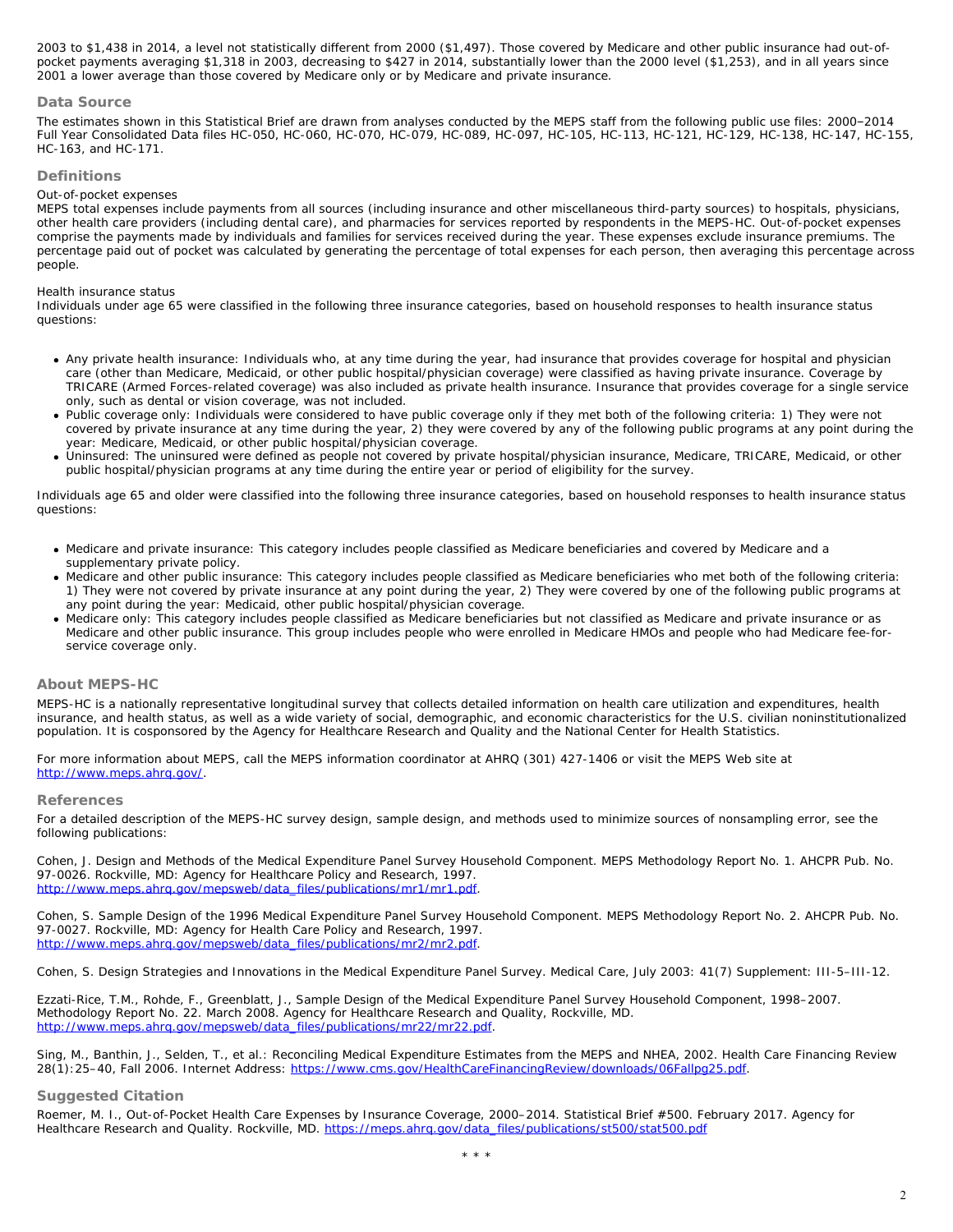2003 to $1,438 in 2014, a level not statistically different from 2000 ($1,497). Those covered by Medicare and other public insurance had out-of-pocket payments averaging $1,318 in 2003, decreasing to $427 in 2014, substantially lower than the 2000 level ($1,253), and in all years since 2001 a lower average than those covered by Medicare only or by Medicare and private insurance.

## Data Source

The estimates shown in this Statistical Brief are drawn from analyses conducted by the MEPS staff from the following public use files: 2000–2014 Full Year Consolidated Data files HC-050, HC-060, HC-070, HC-079, HC-089, HC-097, HC-105, HC-113, HC-121, HC-129, HC-138, HC-147, HC-155, HC-163, and HC-171.

## Definitions

Out-of-pocket expenses

MEPS total expenses include payments from all sources (including insurance and other miscellaneous third-party sources) to hospitals, physicians, other health care providers (including dental care), and pharmacies for services reported by respondents in the MEPS-HC. Out-of-pocket expenses comprise the payments made by individuals and families for services received during the year. These expenses exclude insurance premiums. The percentage paid out of pocket was calculated by generating the percentage of total expenses for each person, then averaging this percentage across people.

Health insurance status

Individuals under age 65 were classified in the following three insurance categories, based on household responses to health insurance status questions:

- Any private health insurance: Individuals who, at any time during the year, had insurance that provides coverage for hospital and physician care (other than Medicare, Medicaid, or other public hospital/physician coverage) were classified as having private insurance. Coverage by TRICARE (Armed Forces-related coverage) was also included as private health insurance. Insurance that provides coverage for a single service only, such as dental or vision coverage, was not included.
- Public coverage only: Individuals were considered to have public coverage only if they met both of the following criteria: 1) They were not covered by private insurance at any time during the year, 2) they were covered by any of the following public programs at any point during the year: Medicare, Medicaid, or other public hospital/physician coverage.
- Uninsured: The uninsured were defined as people not covered by private hospital/physician insurance, Medicare, TRICARE, Medicaid, or other public hospital/physician programs at any time during the entire year or period of eligibility for the survey.

Individuals age 65 and older were classified into the following three insurance categories, based on household responses to health insurance status questions:

- Medicare and private insurance: This category includes people classified as Medicare beneficiaries and covered by Medicare and a supplementary private policy.
- Medicare and other public insurance: This category includes people classified as Medicare beneficiaries who met both of the following criteria: 1) They were not covered by private insurance at any point during the year, 2) They were covered by one of the following public programs at any point during the year: Medicaid, other public hospital/physician coverage.
- Medicare only: This category includes people classified as Medicare beneficiaries but not classified as Medicare and private insurance or as Medicare and other public insurance. This group includes people who were enrolled in Medicare HMOs and people who had Medicare fee-for-service coverage only.

## About MEPS-HC

MEPS-HC is a nationally representative longitudinal survey that collects detailed information on health care utilization and expenditures, health insurance, and health status, as well as a wide variety of social, demographic, and economic characteristics for the U.S. civilian noninstitutionalized population. It is cosponsored by the Agency for Healthcare Research and Quality and the National Center for Health Statistics.

For more information about MEPS, call the MEPS information coordinator at AHRQ (301) 427-1406 or visit the MEPS Web site at http://www.meps.ahrq.gov/.

## References

For a detailed description of the MEPS-HC survey design, sample design, and methods used to minimize sources of nonsampling error, see the following publications:

Cohen, J. Design and Methods of the Medical Expenditure Panel Survey Household Component. MEPS Methodology Report No. 1. AHCPR Pub. No. 97-0026. Rockville, MD: Agency for Healthcare Policy and Research, 1997. http://www.meps.ahrq.gov/mepsweb/data_files/publications/mr1/mr1.pdf.

Cohen, S. Sample Design of the 1996 Medical Expenditure Panel Survey Household Component. MEPS Methodology Report No. 2. AHCPR Pub. No. 97-0027. Rockville, MD: Agency for Health Care Policy and Research, 1997. http://www.meps.ahrq.gov/mepsweb/data_files/publications/mr2/mr2.pdf.

Cohen, S. Design Strategies and Innovations in the Medical Expenditure Panel Survey. Medical Care, July 2003: 41(7) Supplement: III-5–III-12.

Ezzati-Rice, T.M., Rohde, F., Greenblatt, J., Sample Design of the Medical Expenditure Panel Survey Household Component, 1998–2007. Methodology Report No. 22. March 2008. Agency for Healthcare Research and Quality, Rockville, MD. http://www.meps.ahrq.gov/mepsweb/data_files/publications/mr22/mr22.pdf.

Sing, M., Banthin, J., Selden, T., et al.: Reconciling Medical Expenditure Estimates from the MEPS and NHEA, 2002. Health Care Financing Review 28(1):25–40, Fall 2006. Internet Address: https://www.cms.gov/HealthCareFinancingReview/downloads/06Fallpg25.pdf.

## Suggested Citation

Roemer, M. I., Out-of-Pocket Health Care Expenses by Insurance Coverage, 2000–2014. Statistical Brief #500. February 2017. Agency for Healthcare Research and Quality. Rockville, MD. https://meps.ahrq.gov/data_files/publications/st500/stat500.pdf

\* \* \*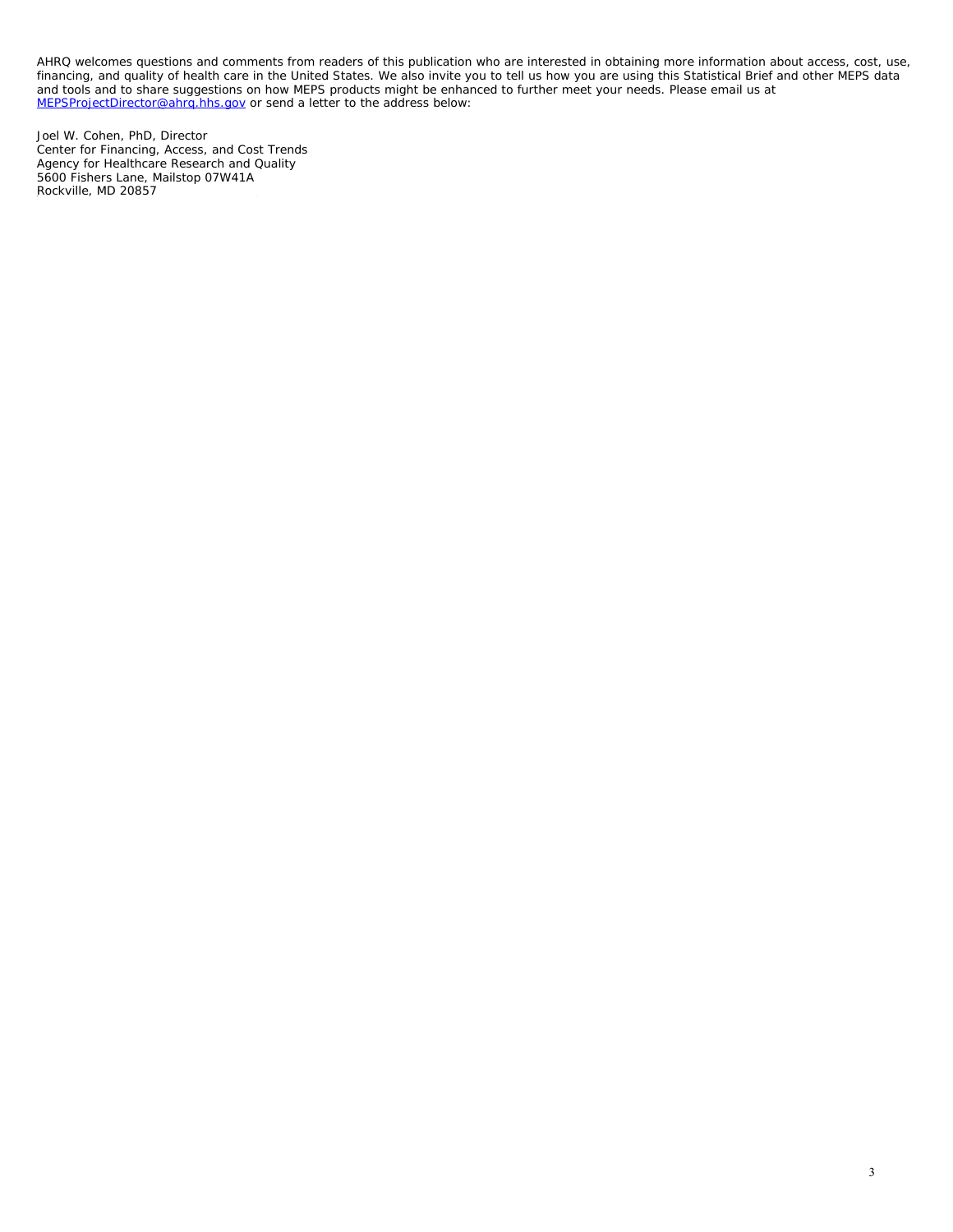AHRQ welcomes questions and comments from readers of this publication who are interested in obtaining more information about access, cost, use, financing, and quality of health care in the United States. We also invite you to tell us how you are using this Statistical Brief and other MEPS data and tools and to share suggestions on how MEPS products might be enhanced to further meet your needs. Please email us at [MEPSProjectDirector@ahrq.hhs.gov](mailto:MEPSProjectDirector@ahrq.hhs.gov) or send a letter to the address below:

Joel W. Cohen, PhD, Director
Center for Financing, Access, and Cost Trends
Agency for Healthcare Research and Quality
5600 Fishers Lane, Mailstop 07W41A
Rockville, MD 20857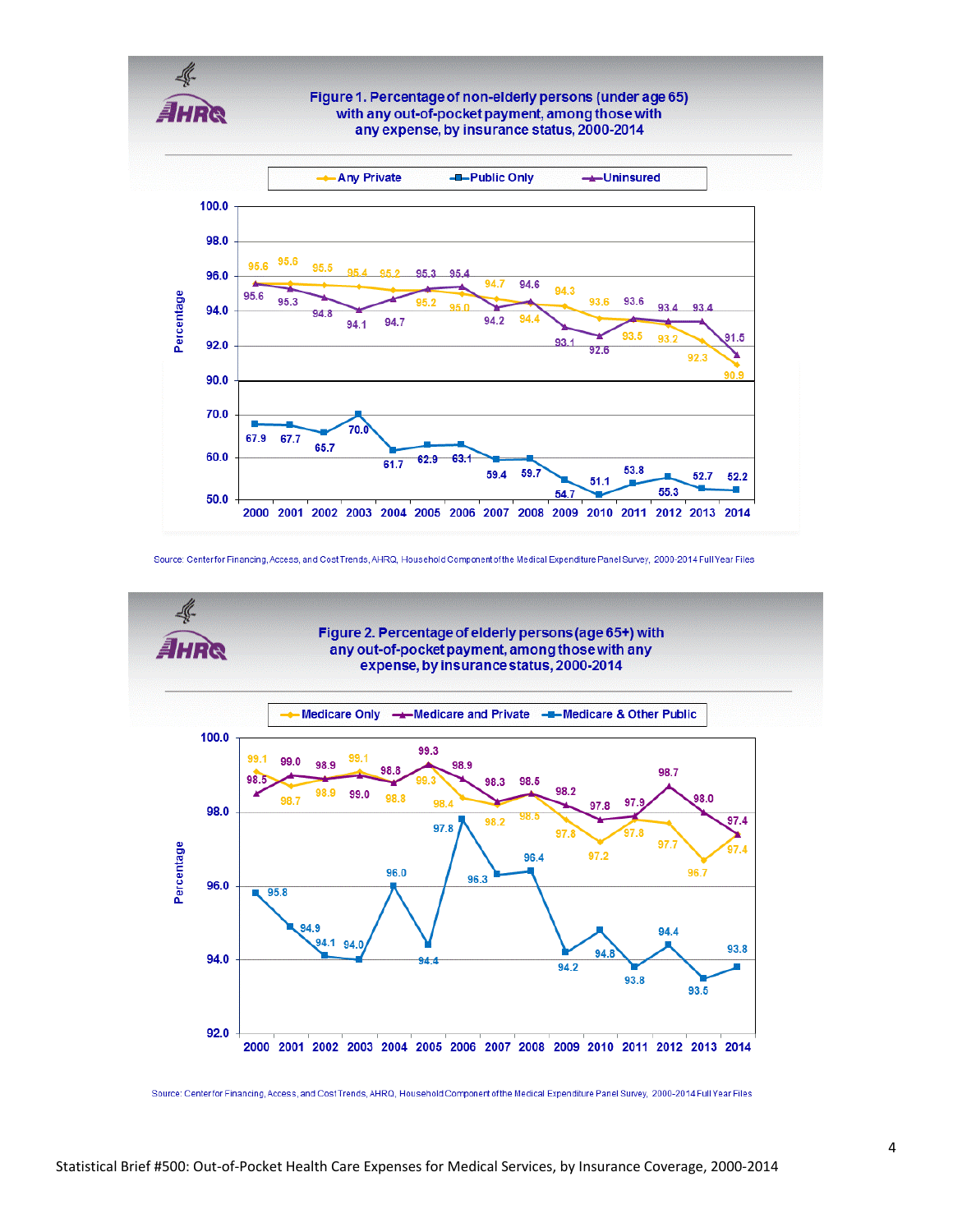**Figure 1. Percentage of non-elderly persons (under age 65) with any out-of-pocket payment, among those with any expense, by insurance status, 2000-2014**

| Year | Any Private | Public Only | Uninsured |
|---|---|---|---|
| 2000 | 95.6 | 67.9 | 95.6 |
| 2001 | 95.6 | 67.7 | 95.3 |
| 2002 | 95.5 | 65.7 | 94.8 |
| 2003 | 95.4 | 70.0 | 94.1 |
| 2004 | 95.2 | 61.7 | 94.7 |
| 2005 | 95.2 | 62.9 | 95.3 |
| 2006 | 95.0 | 63.1 | 95.4 |
| 2007 | 94.7 | 59.4 | 94.2 |
| 2008 | 94.4 | 59.7 | 94.6 |
| 2009 | 94.3 | 54.7 | 93.1 |
| 2010 | 93.6 | 51.1 | 92.6 |
| 2011 | 93.5 | 53.8 | 93.6 |
| 2012 | 93.2 | 55.3 | 93.4 |
| 2013 | 92.3 | 52.7 | 93.4 |
| 2014 | 90.9 | 52.2 | 91.5 |

Source: Center for Financing, Access, and Cost Trends, AHRQ, Household Component of the Medical Expenditure Panel Survey, 2000-2014 Full Year Files

**Figure 2. Percentage of elderly persons (age 65+) with any out-of-pocket payment, among those with any expense, by insurance status, 2000-2014**

| Year | Medicare Only | Medicare and Private | Medicare & Other Public |
|---|---|---|---|
| 2000 | 99.1 | 98.5 | 95.8 |
| 2001 | 98.7 | 99.0 | 94.9 |
| 2002 | 98.9 | 98.9 | 94.1 |
| 2003 | 99.1 | 99.0 | 94.0 |
| 2004 | 98.8 | 98.8 | 96.0 |
| 2005 | 99.3 | 99.3 | 94.4 |
| 2006 | 98.4 | 98.9 | 97.8 |
| 2007 | 98.2 | 98.3 | 96.3 |
| 2008 | 98.5 | 98.5 | 96.4 |
| 2009 | 97.8 | 98.2 | 94.2 |
| 2010 | 97.2 | 97.8 | 94.8 |
| 2011 | 97.8 | 97.9 | 93.8 |
| 2012 | 97.7 | 98.7 | 94.4 |
| 2013 | 96.7 | 98.0 | 93.5 |
| 2014 | 97.4 | 97.4 | 93.8 |

Source: Center for Financing, Access, and Cost Trends, AHRQ, Household Component of the Medical Expenditure Panel Survey, 2000-2014 Full Year Files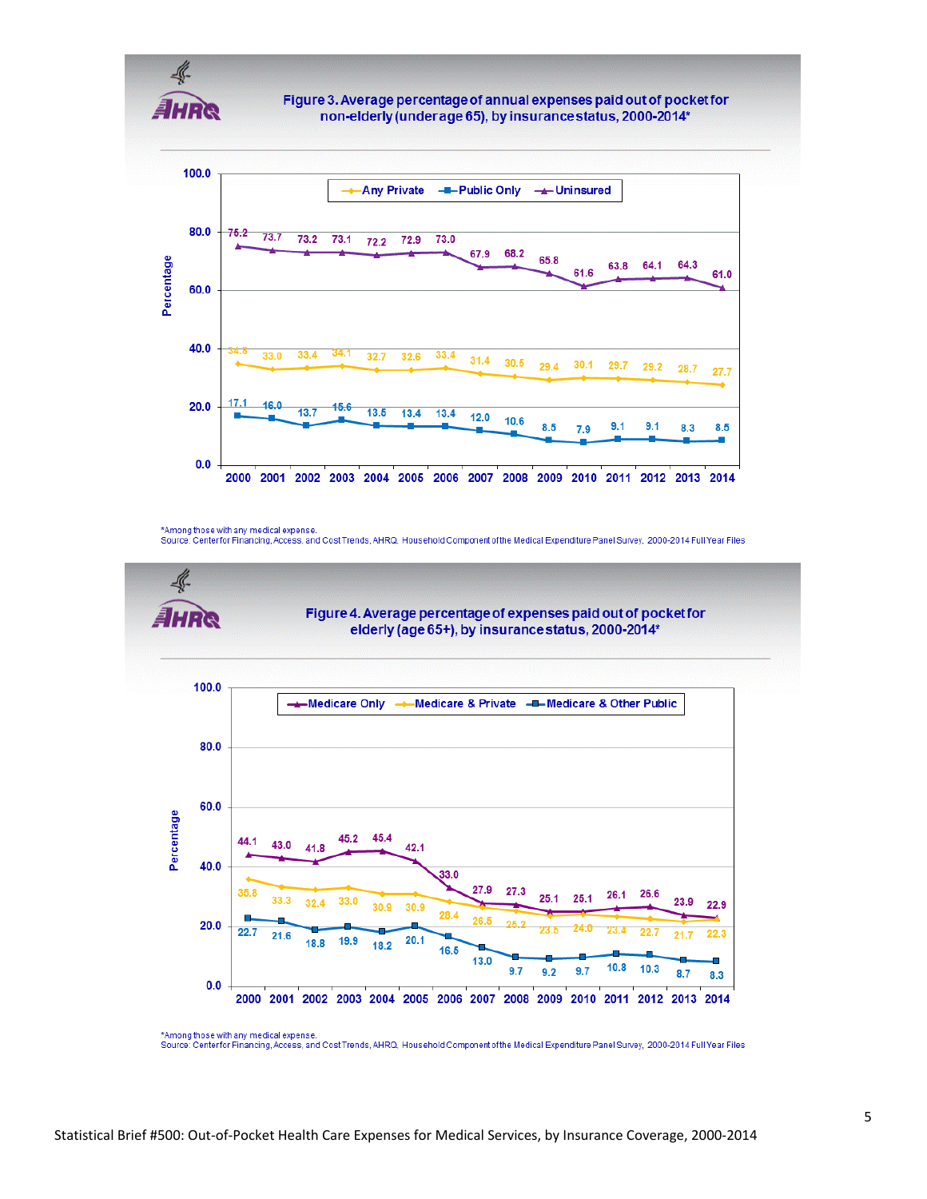**Figure 3. Average percentage of annual expenses paid out of pocket for non-elderly (under age 65), by insurance status, 2000-2014***

| Year | Any Private | Public Only | Uninsured |
|---|---|---|---|
| 2000 | 34.8 | 17.1 | 75.2 |
| 2001 | 33.0 | 16.0 | 73.7 |
| 2002 | 33.4 | 13.7 | 73.2 |
| 2003 | 34.1 | 15.6 | 73.1 |
| 2004 | 32.7 | 13.5 | 72.2 |
| 2005 | 32.6 | 13.4 | 72.9 |
| 2006 | 33.4 | 13.4 | 73.0 |
| 2007 | 31.4 | 12.0 | 67.9 |
| 2008 | 30.5 | 10.6 | 68.2 |
| 2009 | 29.4 | 8.5 | 65.8 |
| 2010 | 30.1 | 7.9 | 61.6 |
| 2011 | 29.7 | 9.1 | 63.8 |
| 2012 | 29.2 | 9.1 | 64.1 |
| 2013 | 28.7 | 8.3 | 64.3 |
| 2014 | 27.7 | 8.5 | 61.0 |

*Among those with any medical expense.
Source: Center for Financing, Access, and Cost Trends, AHRQ, Household Component of the Medical Expenditure Panel Survey, 2000-2014 Full Year Files

**Figure 4. Average percentage of expenses paid out of pocket for elderly (age 65+), by insurance status, 2000-2014***

| Year | Medicare Only | Medicare & Private | Medicare & Other Public |
|---|---|---|---|
| 2000 | 44.1 | 35.8 | 22.7 |
| 2001 | 43.0 | 33.3 | 21.6 |
| 2002 | 41.8 | 32.4 | 18.8 |
| 2003 | 45.2 | 33.0 | 19.9 |
| 2004 | 45.4 | 30.9 | 18.2 |
| 2005 | 42.1 | 30.9 | 20.1 |
| 2006 | 33.0 | 28.4 | 16.5 |
| 2007 | 27.9 | 26.5 | 13.0 |
| 2008 | 27.3 | 25.2 | 9.7 |
| 2009 | 25.1 | 23.5 | 9.2 |
| 2010 | 25.1 | 24.0 | 9.7 |
| 2011 | 26.1 | 23.4 | 10.8 |
| 2012 | 26.6 | 22.7 | 10.3 |
| 2013 | 23.9 | 21.7 | 8.7 |
| 2014 | 22.9 | 22.3 | 8.3 |

*Among those with any medical expense.
Source: Center for Financing, Access, and Cost Trends, AHRQ, Household Component of the Medical Expenditure Panel Survey, 2000-2014 Full Year Files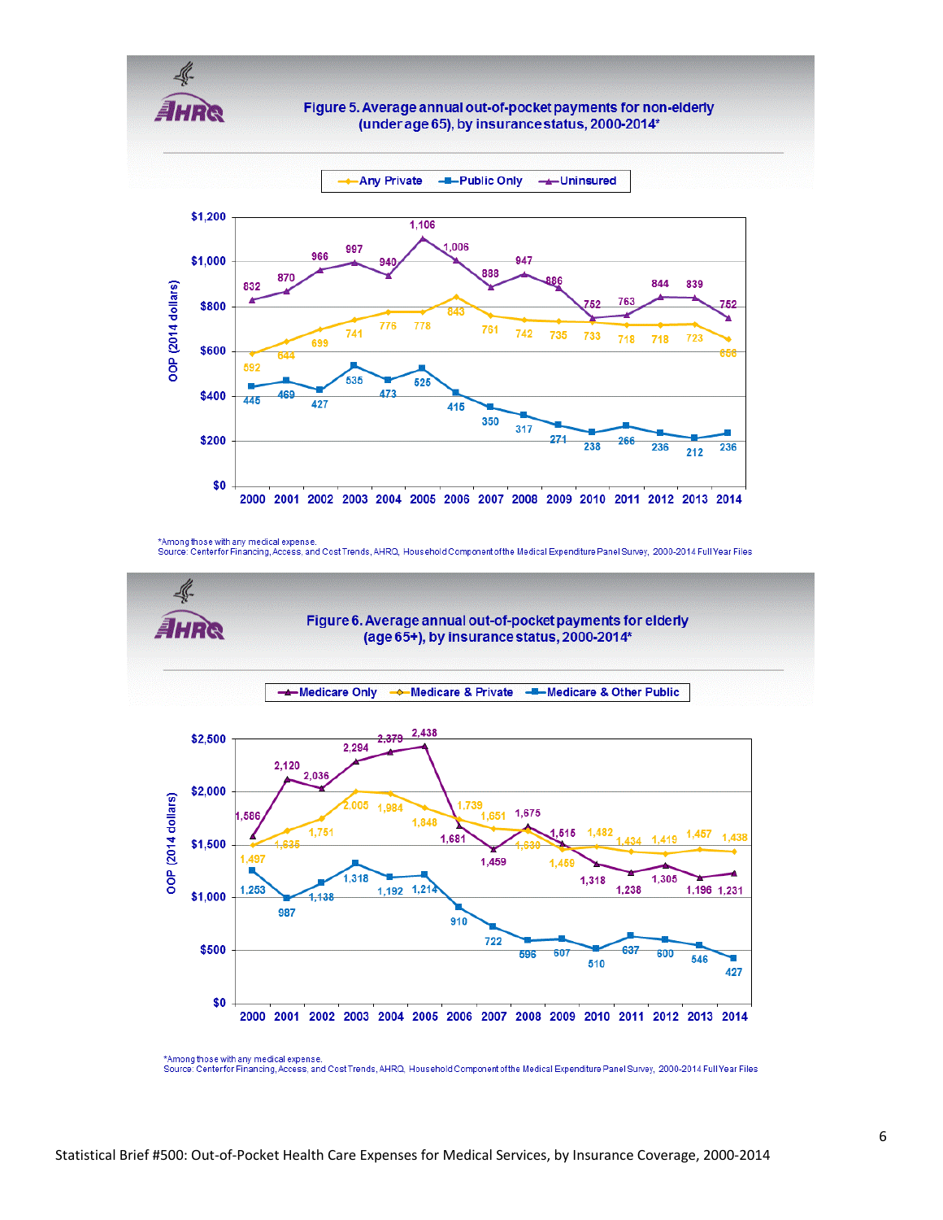**Figure 5. Average annual out-of-pocket payments for non-elderly (under age 65), by insurance status, 2000-2014***

Any Private
Public Only
Uninsured

OOP (2014 dollars)

$1,200
$1,000
$800
$600
$400
$200
$0

2000 2001 2002 2003 2004 2005 2006 2007 2008 2009 2010 2011 2012 2013 2014

832 870 966 997 940 1,106 1,006 888 947 886 752 763 844 839 752

592 644 699 741 776 778 843 761 742 735 733 718 718 723 656

445 469 427 535 473 525 415 350 317 271 238 266 236 212 236

*Among those with any medical expense.
Source: Center for Financing, Access, and Cost Trends, AHRQ, Household Component of the Medical Expenditure Panel Survey, 2000-2014 Full Year Files

**Figure 6. Average annual out-of-pocket payments for elderly (age 65+), by insurance status, 2000-2014***

Medicare Only
Medicare & Private
Medicare & Other Public

OOP (2014 dollars)

$2,500
$2,000
$1,500
$1,000
$500
$0

2000 2001 2002 2003 2004 2005 2006 2007 2008 2009 2010 2011 2012 2013 2014

1,586 2,120 2,036 2,294 2,379 2,438 1,681 1,459 1,675 1,515 1,318 1,238 1,305 1,196 1,231

1,497 1,635 1,751 2,005 1,984 1,848 1,739 1,651 1,630 1,459 1,482 1,434 1,419 1,457 1,438

1,253 987 1,138 1,318 1,192 1,214 910 722 596 607 510 637 600 546 427

*Among those with any medical expense.
Source: Center for Financing, Access, and Cost Trends, AHRQ, Household Component of the Medical Expenditure Panel Survey, 2000-2014 Full Year Files